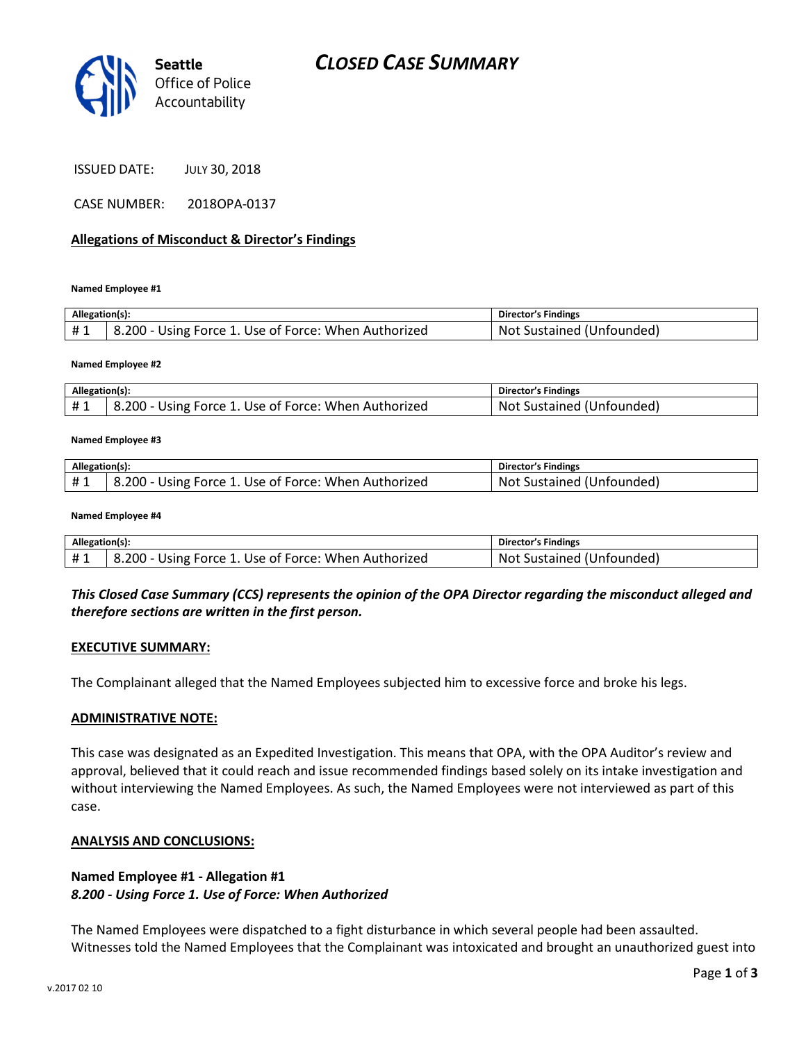# CLOSED CASE SUMMARY

Seattle Office of Police Accountability

ISSUED DATE: JULY 30, 2018

CASE NUMBER: 2018OPA-0137

**Allegations of Misconduct & Director's Findings**

**Named Employee #1**

| Allegation(s): | | Director's Findings |
|---|---|---|
| # 1 | 8.200 - Using Force 1. Use of Force: When Authorized | Not Sustained (Unfounded) |

**Named Employee #2**

| Allegation(s): | | Director's Findings |
|---|---|---|
| # 1 | 8.200 - Using Force 1. Use of Force: When Authorized | Not Sustained (Unfounded) |

**Named Employee #3**

| Allegation(s): | | Director's Findings |
|---|---|---|
| # 1 | 8.200 - Using Force 1. Use of Force: When Authorized | Not Sustained (Unfounded) |

**Named Employee #4**

| Allegation(s): | | Director's Findings |
|---|---|---|
| # 1 | 8.200 - Using Force 1. Use of Force: When Authorized | Not Sustained (Unfounded) |

***This Closed Case Summary (CCS) represents the opinion of the OPA Director regarding the misconduct alleged and therefore sections are written in the first person.***

**EXECUTIVE SUMMARY:**

The Complainant alleged that the Named Employees subjected him to excessive force and broke his legs.

**ADMINISTRATIVE NOTE:**

This case was designated as an Expedited Investigation. This means that OPA, with the OPA Auditor's review and approval, believed that it could reach and issue recommended findings based solely on its intake investigation and without interviewing the Named Employees. As such, the Named Employees were not interviewed as part of this case.

**ANALYSIS AND CONCLUSIONS:**

**Named Employee #1 - Allegation #1**
***8.200 - Using Force 1. Use of Force: When Authorized***

The Named Employees were dispatched to a fight disturbance in which several people had been assaulted. Witnesses told the Named Employees that the Complainant was intoxicated and brought an unauthorized guest into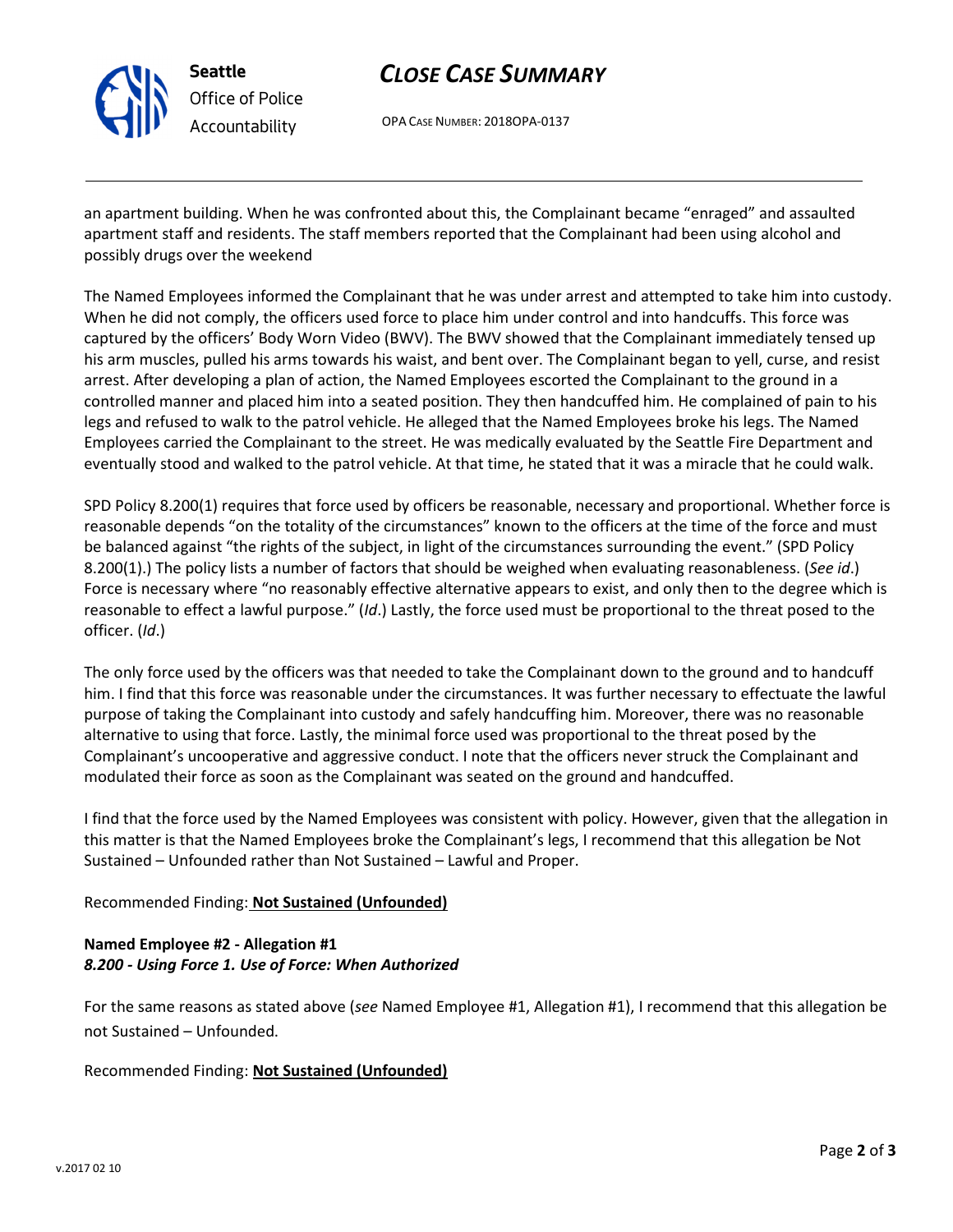an apartment building. When he was confronted about this, the Complainant became "enraged" and assaulted apartment staff and residents. The staff members reported that the Complainant had been using alcohol and possibly drugs over the weekend

The Named Employees informed the Complainant that he was under arrest and attempted to take him into custody. When he did not comply, the officers used force to place him under control and into handcuffs. This force was captured by the officers' Body Worn Video (BWV). The BWV showed that the Complainant immediately tensed up his arm muscles, pulled his arms towards his waist, and bent over. The Complainant began to yell, curse, and resist arrest. After developing a plan of action, the Named Employees escorted the Complainant to the ground in a controlled manner and placed him into a seated position. They then handcuffed him. He complained of pain to his legs and refused to walk to the patrol vehicle. He alleged that the Named Employees broke his legs. The Named Employees carried the Complainant to the street. He was medically evaluated by the Seattle Fire Department and eventually stood and walked to the patrol vehicle. At that time, he stated that it was a miracle that he could walk.

SPD Policy 8.200(1) requires that force used by officers be reasonable, necessary and proportional. Whether force is reasonable depends "on the totality of the circumstances" known to the officers at the time of the force and must be balanced against "the rights of the subject, in light of the circumstances surrounding the event." (SPD Policy 8.200(1).) The policy lists a number of factors that should be weighed when evaluating reasonableness. (*See id*.) Force is necessary where "no reasonably effective alternative appears to exist, and only then to the degree which is reasonable to effect a lawful purpose." (*Id*.) Lastly, the force used must be proportional to the threat posed to the officer. (*Id*.)

The only force used by the officers was that needed to take the Complainant down to the ground and to handcuff him. I find that this force was reasonable under the circumstances. It was further necessary to effectuate the lawful purpose of taking the Complainant into custody and safely handcuffing him. Moreover, there was no reasonable alternative to using that force. Lastly, the minimal force used was proportional to the threat posed by the Complainant's uncooperative and aggressive conduct. I note that the officers never struck the Complainant and modulated their force as soon as the Complainant was seated on the ground and handcuffed.

I find that the force used by the Named Employees was consistent with policy. However, given that the allegation in this matter is that the Named Employees broke the Complainant's legs, I recommend that this allegation be Not Sustained – Unfounded rather than Not Sustained – Lawful and Proper.

Recommended Finding: **Not Sustained (Unfounded)**

**Named Employee #2 - Allegation #1**
***8.200 - Using Force 1. Use of Force: When Authorized***

For the same reasons as stated above (*see* Named Employee #1, Allegation #1), I recommend that this allegation be not Sustained – Unfounded.

Recommended Finding: **Not Sustained (Unfounded)**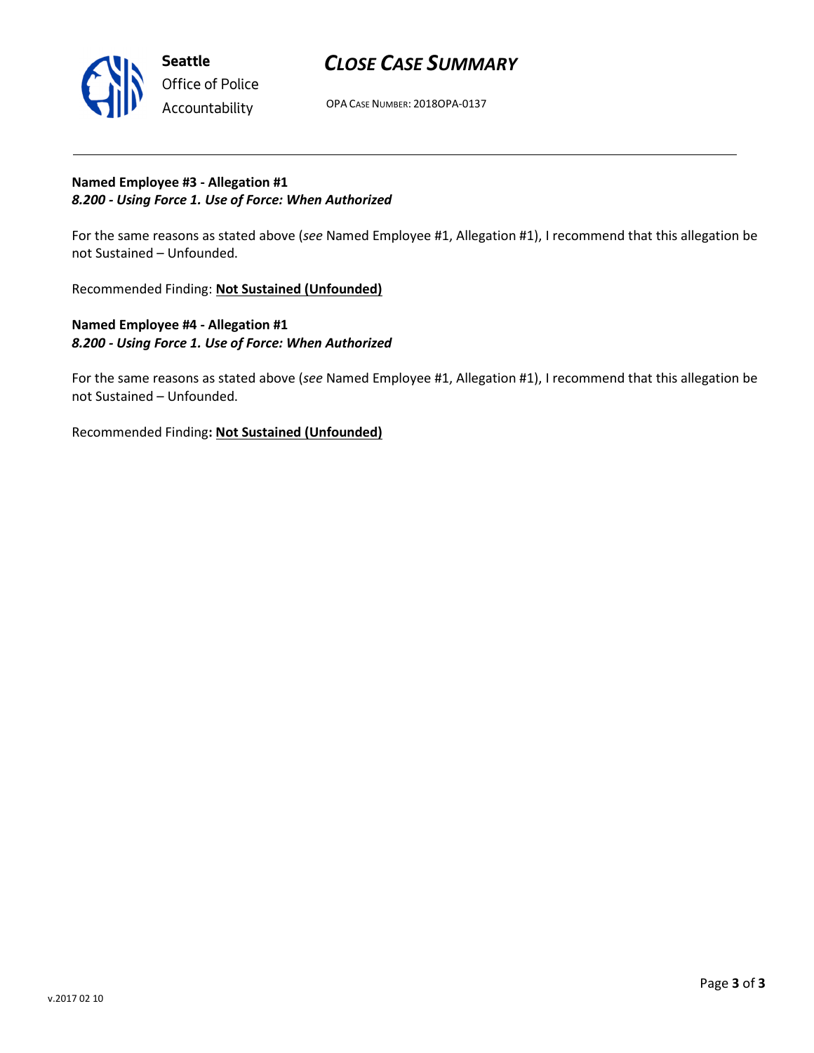**Named Employee #3 - Allegation #1**
***8.200 - Using Force 1. Use of Force: When Authorized***

For the same reasons as stated above (*see* Named Employee #1, Allegation #1), I recommend that this allegation be not Sustained – Unfounded.

Recommended Finding: **Not Sustained (Unfounded)**

**Named Employee #4 - Allegation #1**
***8.200 - Using Force 1. Use of Force: When Authorized***

For the same reasons as stated above (*see* Named Employee #1, Allegation #1), I recommend that this allegation be not Sustained – Unfounded.

Recommended Finding**: Not Sustained (Unfounded)**